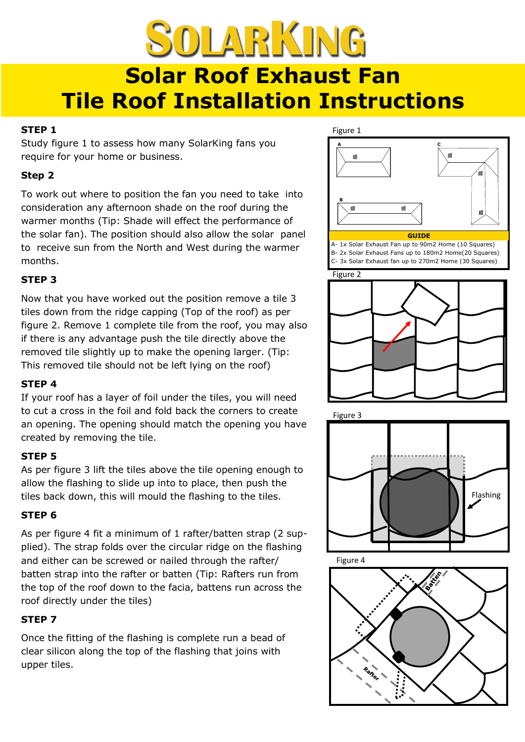# SolarKing

# Solar Roof Exhaust Fan Tile Roof Installation Instructions

**STEP 1**

Study figure 1 to assess how many SolarKing fans you require for your home or business.

**Step 2**

To work out where to position the fan you need to take into consideration any afternoon shade on the roof during the warmer months (Tip: Shade will effect the performance of the solar fan). The position should also allow the solar panel to receive sun from the North and West during the warmer months.

**STEP 3**

Now that you have worked out the position remove a tile 3 tiles down from the ridge capping (Top of the roof) as per figure 2. Remove 1 complete tile from the roof, you may also if there is any advantage push the tile directly above the removed tile slightly up to make the opening larger. (Tip: This removed tile should not be left lying on the roof)

**STEP 4**

If your roof has a layer of foil under the tiles, you will need to cut a cross in the foil and fold back the corners to create an opening. The opening should match the opening you have created by removing the tile.

**STEP 5**

As per figure 3 lift the tiles above the tile opening enough to allow the flashing to slide up into to place, then push the tiles back down, this will mould the flashing to the tiles.

**STEP 6**

As per figure 4 fit a minimum of 1 rafter/batten strap (2 supplied). The strap folds over the circular ridge on the flashing and either can be screwed or nailed through the rafter/batten strap into the rafter or batten (Tip: Rafters run from the top of the roof down to the facia, battens run across the roof directly under the tiles)

**STEP 7**

Once the fitting of the flashing is complete run a bead of clear silicon along the top of the flashing that joins with upper tiles.

Figure 1

A B C

**GUIDE**

A- 1x Solar Exhaust Fan up to 90m2 Home (10 Squares)
B- 2x Solar Exhaust Fans up to 180m2 Home(20 Squares)
C- 3x Solar Exhaust fan up to 270m2 Home (30 Squares)

Figure 2

Figure 3

Flashing

Figure 4

Batten

Rafter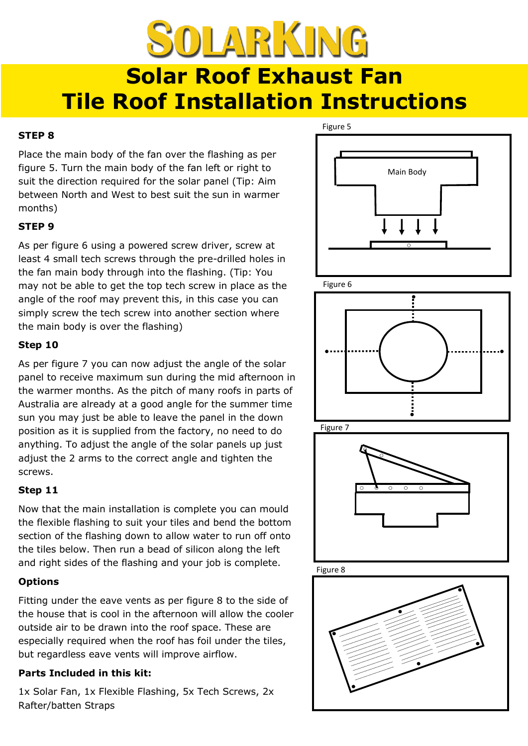# SOLARKING

# Solar Roof Exhaust Fan
# Tile Roof Installation Instructions

**STEP 8**

Place the main body of the fan over the flashing as per figure 5. Turn the main body of the fan left or right to suit the direction required for the solar panel (Tip: Aim between North and West to best suit the sun in warmer months)

**STEP 9**

As per figure 6 using a powered screw driver, screw at least 4 small tech screws through the pre-drilled holes in the fan main body through into the flashing. (Tip: You may not be able to get the top tech screw in place as the angle of the roof may prevent this, in this case you can simply screw the tech screw into another section where the main body is over the flashing)

**Step 10**

As per figure 7 you can now adjust the angle of the solar panel to receive maximum sun during the mid afternoon in the warmer months. As the pitch of many roofs in parts of Australia are already at a good angle for the summer time sun you may just be able to leave the panel in the down position as it is supplied from the factory, no need to do anything. To adjust the angle of the solar panels up just adjust the 2 arms to the correct angle and tighten the screws.

**Step 11**

Now that the main installation is complete you can mould the flexible flashing to suit your tiles and bend the bottom section of the flashing down to allow water to run off onto the tiles below. Then run a bead of silicon along the left and right sides of the flashing and your job is complete.

**Options**

Fitting under the eave vents as per figure 8 to the side of the house that is cool in the afternoon will allow the cooler outside air to be drawn into the roof space. These are especially required when the roof has foil under the tiles, but regardless eave vents will improve airflow.

**Parts Included in this kit:**

1x Solar Fan, 1x Flexible Flashing, 5x Tech Screws, 2x Rafter/batten Straps

Figure 5

Main Body

Figure 6

Figure 7

Figure 8